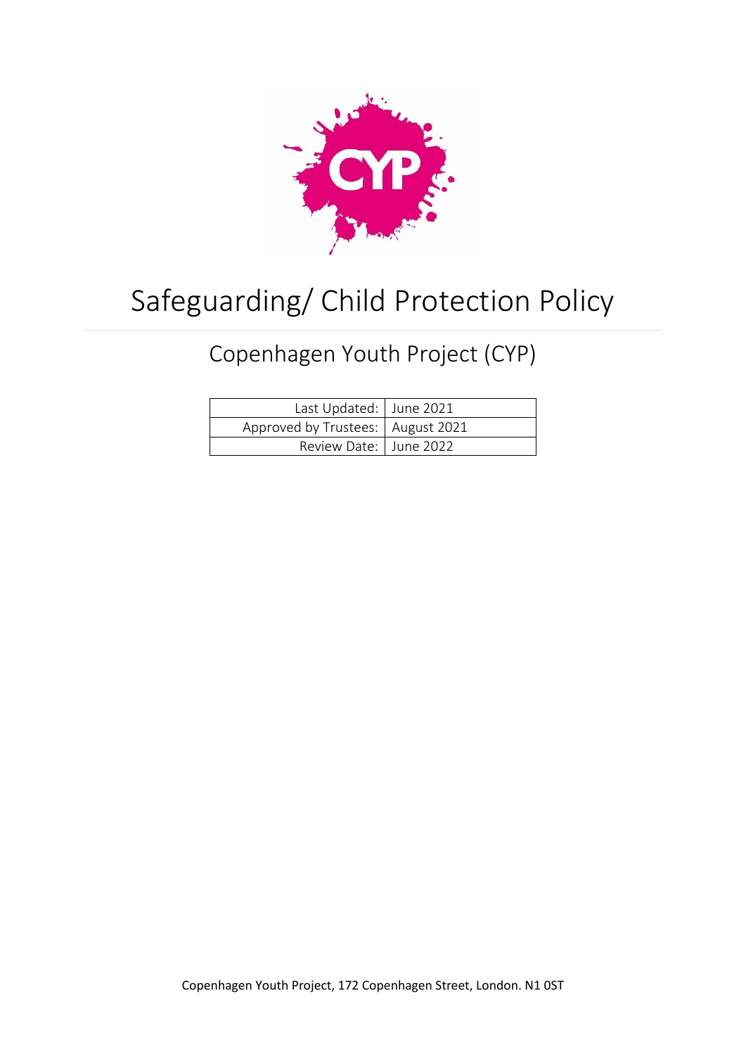# Safeguarding/ Child Protection Policy

## Copenhagen Youth Project (CYP)

| Last Updated: | June 2021 |
| --- | --- |
| Approved by Trustees: | August 2021 |
| Review Date: | June 2022 |

Copenhagen Youth Project, 172 Copenhagen Street, London. N1 0ST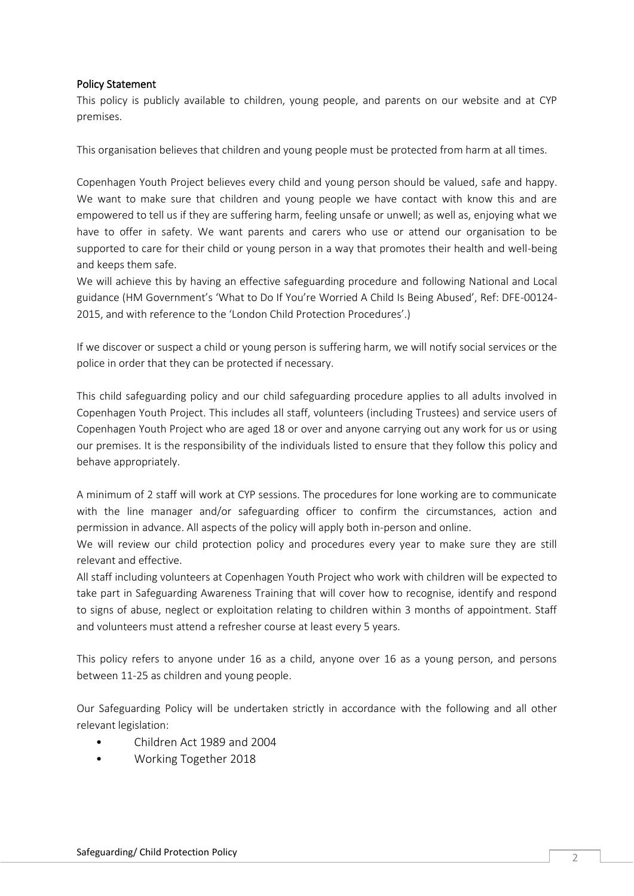## Policy Statement

This policy is publicly available to children, young people, and parents on our website and at CYP premises.

This organisation believes that children and young people must be protected from harm at all times.

Copenhagen Youth Project believes every child and young person should be valued, safe and happy. We want to make sure that children and young people we have contact with know this and are empowered to tell us if they are suffering harm, feeling unsafe or unwell; as well as, enjoying what we have to offer in safety. We want parents and carers who use or attend our organisation to be supported to care for their child or young person in a way that promotes their health and well-being and keeps them safe.
We will achieve this by having an effective safeguarding procedure and following National and Local guidance (HM Government's 'What to Do If You're Worried A Child Is Being Abused', Ref: DFE-00124-2015, and with reference to the 'London Child Protection Procedures'.)

If we discover or suspect a child or young person is suffering harm, we will notify social services or the police in order that they can be protected if necessary.

This child safeguarding policy and our child safeguarding procedure applies to all adults involved in Copenhagen Youth Project. This includes all staff, volunteers (including Trustees) and service users of Copenhagen Youth Project who are aged 18 or over and anyone carrying out any work for us or using our premises. It is the responsibility of the individuals listed to ensure that they follow this policy and behave appropriately.

A minimum of 2 staff will work at CYP sessions. The procedures for lone working are to communicate with the line manager and/or safeguarding officer to confirm the circumstances, action and permission in advance. All aspects of the policy will apply both in-person and online.
We will review our child protection policy and procedures every year to make sure they are still relevant and effective.
All staff including volunteers at Copenhagen Youth Project who work with children will be expected to take part in Safeguarding Awareness Training that will cover how to recognise, identify and respond to signs of abuse, neglect or exploitation relating to children within 3 months of appointment. Staff and volunteers must attend a refresher course at least every 5 years.

This policy refers to anyone under 16 as a child, anyone over 16 as a young person, and persons between 11-25 as children and young people.

Our Safeguarding Policy will be undertaken strictly in accordance with the following and all other relevant legislation:

- Children Act 1989 and 2004
- Working Together 2018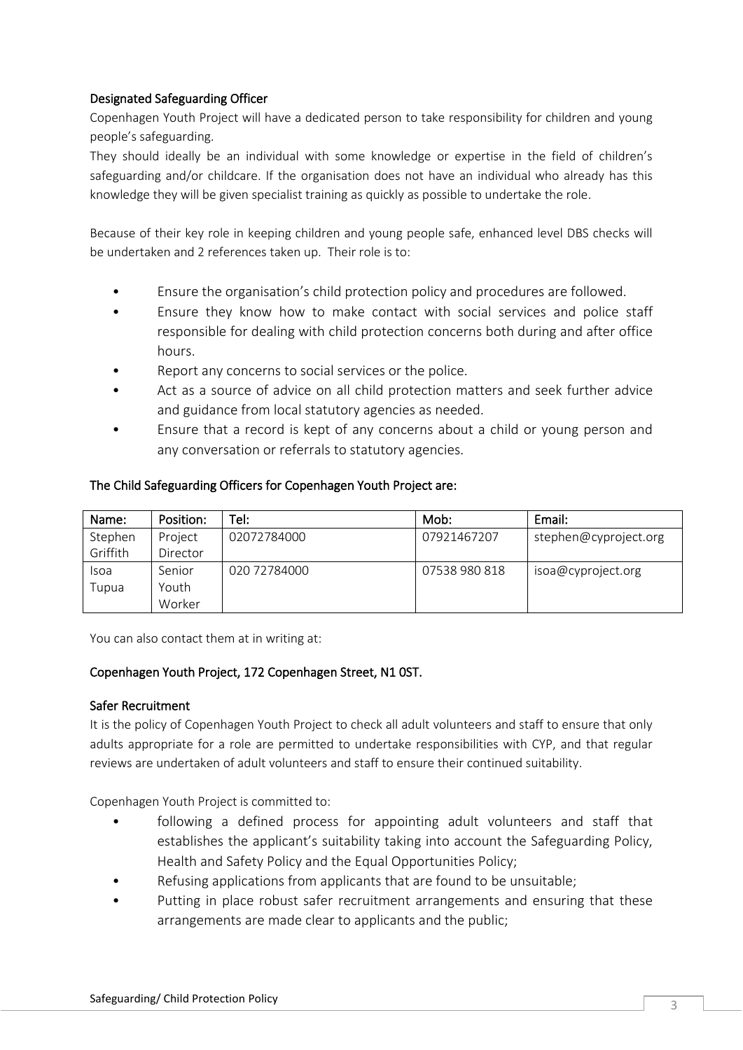### Designated Safeguarding Officer

Copenhagen Youth Project will have a dedicated person to take responsibility for children and young people's safeguarding.

They should ideally be an individual with some knowledge or expertise in the field of children's safeguarding and/or childcare. If the organisation does not have an individual who already has this knowledge they will be given specialist training as quickly as possible to undertake the role.

Because of their key role in keeping children and young people safe, enhanced level DBS checks will be undertaken and 2 references taken up. Their role is to:

- Ensure the organisation's child protection policy and procedures are followed.
- Ensure they know how to make contact with social services and police staff responsible for dealing with child protection concerns both during and after office hours.
- Report any concerns to social services or the police.
- Act as a source of advice on all child protection matters and seek further advice and guidance from local statutory agencies as needed.
- Ensure that a record is kept of any concerns about a child or young person and any conversation or referrals to statutory agencies.

### The Child Safeguarding Officers for Copenhagen Youth Project are:

| Name: | Position: | Tel: | Mob: | Email: |
|---|---|---|---|---|
| Stephen Griffith | Project Director | 02072784000 | 07921467207 | stephen@cyproject.org |
| Isoa Tupua | Senior Youth Worker | 020 72784000 | 07538 980 818 | isoa@cyproject.org |

You can also contact them at in writing at:

**Copenhagen Youth Project, 172 Copenhagen Street, N1 0ST.**

### Safer Recruitment

It is the policy of Copenhagen Youth Project to check all adult volunteers and staff to ensure that only adults appropriate for a role are permitted to undertake responsibilities with CYP, and that regular reviews are undertaken of adult volunteers and staff to ensure their continued suitability.

Copenhagen Youth Project is committed to:

- following a defined process for appointing adult volunteers and staff that establishes the applicant's suitability taking into account the Safeguarding Policy, Health and Safety Policy and the Equal Opportunities Policy;
- Refusing applications from applicants that are found to be unsuitable;
- Putting in place robust safer recruitment arrangements and ensuring that these arrangements are made clear to applicants and the public;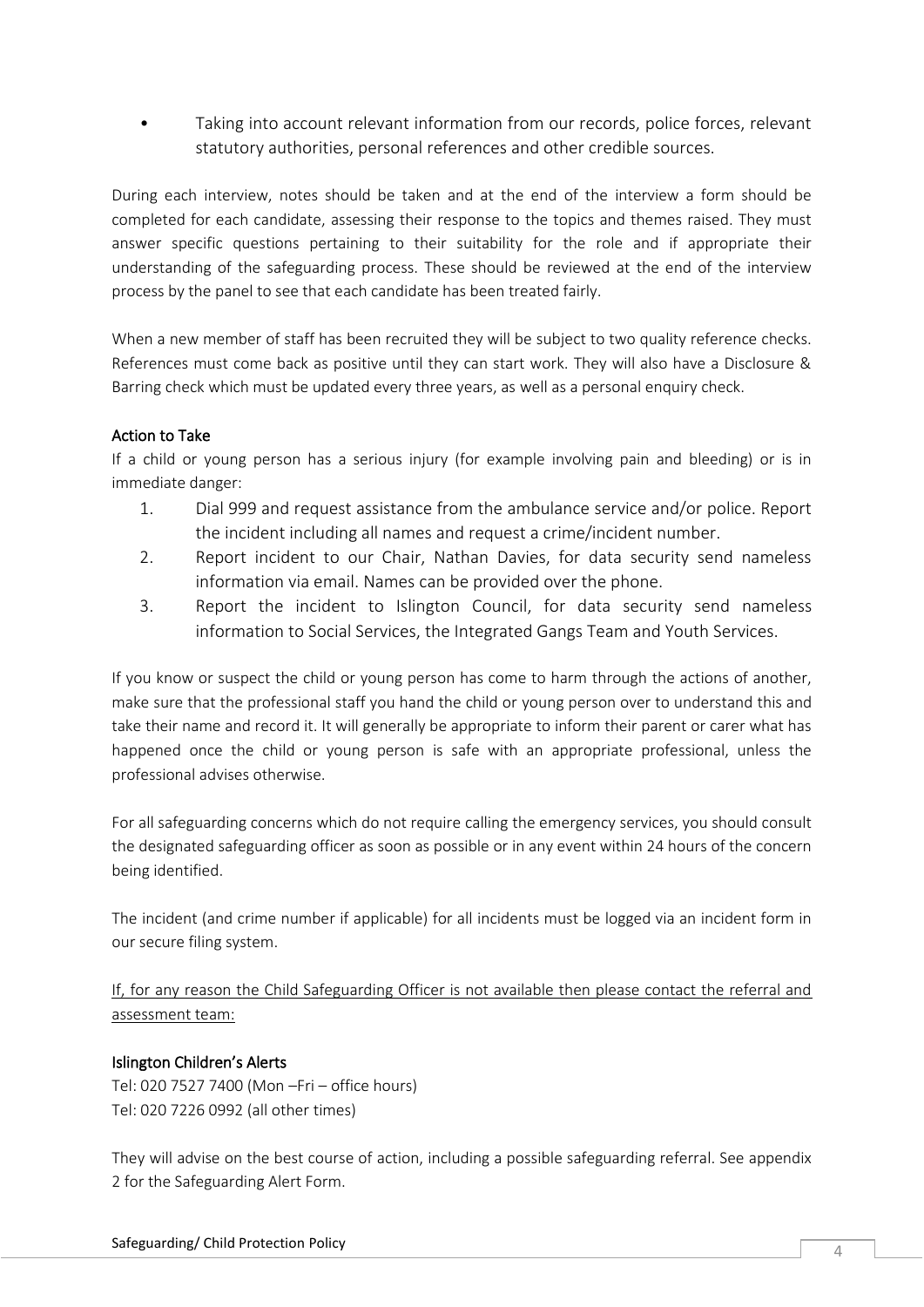- Taking into account relevant information from our records, police forces, relevant statutory authorities, personal references and other credible sources.

During each interview, notes should be taken and at the end of the interview a form should be completed for each candidate, assessing their response to the topics and themes raised. They must answer specific questions pertaining to their suitability for the role and if appropriate their understanding of the safeguarding process. These should be reviewed at the end of the interview process by the panel to see that each candidate has been treated fairly.

When a new member of staff has been recruited they will be subject to two quality reference checks. References must come back as positive until they can start work. They will also have a Disclosure & Barring check which must be updated every three years, as well as a personal enquiry check.

### Action to Take

If a child or young person has a serious injury (for example involving pain and bleeding) or is in immediate danger:

1. Dial 999 and request assistance from the ambulance service and/or police. Report the incident including all names and request a crime/incident number.
2. Report incident to our Chair, Nathan Davies, for data security send nameless information via email. Names can be provided over the phone.
3. Report the incident to Islington Council, for data security send nameless information to Social Services, the Integrated Gangs Team and Youth Services.

If you know or suspect the child or young person has come to harm through the actions of another, make sure that the professional staff you hand the child or young person over to understand this and take their name and record it. It will generally be appropriate to inform their parent or carer what has happened once the child or young person is safe with an appropriate professional, unless the professional advises otherwise.

For all safeguarding concerns which do not require calling the emergency services, you should consult the designated safeguarding officer as soon as possible or in any event within 24 hours of the concern being identified.

The incident (and crime number if applicable) for all incidents must be logged via an incident form in our secure filing system.

<u>If, for any reason the Child Safeguarding Officer is not available then please contact the referral and assessment team:</u>

### Islington Children's Alerts

Tel: 020 7527 7400 (Mon –Fri – office hours)
Tel: 020 7226 0992 (all other times)

They will advise on the best course of action, including a possible safeguarding referral. See appendix 2 for the Safeguarding Alert Form.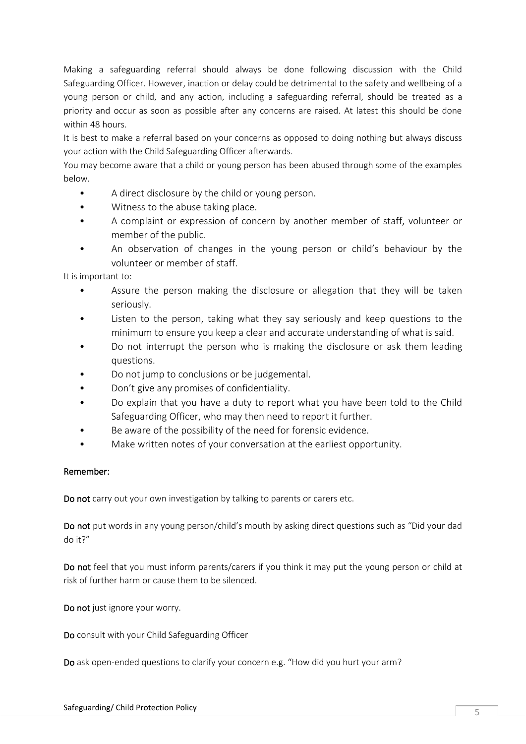Making a safeguarding referral should always be done following discussion with the Child Safeguarding Officer. However, inaction or delay could be detrimental to the safety and wellbeing of a young person or child, and any action, including a safeguarding referral, should be treated as a priority and occur as soon as possible after any concerns are raised. At latest this should be done within 48 hours.

It is best to make a referral based on your concerns as opposed to doing nothing but always discuss your action with the Child Safeguarding Officer afterwards.

You may become aware that a child or young person has been abused through some of the examples below.

- A direct disclosure by the child or young person.
- Witness to the abuse taking place.
- A complaint or expression of concern by another member of staff, volunteer or member of the public.
- An observation of changes in the young person or child's behaviour by the volunteer or member of staff.

It is important to:

- Assure the person making the disclosure or allegation that they will be taken seriously.
- Listen to the person, taking what they say seriously and keep questions to the minimum to ensure you keep a clear and accurate understanding of what is said.
- Do not interrupt the person who is making the disclosure or ask them leading questions.
- Do not jump to conclusions or be judgemental.
- Don't give any promises of confidentiality.
- Do explain that you have a duty to report what you have been told to the Child Safeguarding Officer, who may then need to report it further.
- Be aware of the possibility of the need for forensic evidence.
- Make written notes of your conversation at the earliest opportunity.

**Remember:**

**Do not** carry out your own investigation by talking to parents or carers etc.

**Do not** put words in any young person/child's mouth by asking direct questions such as "Did your dad do it?"

**Do not** feel that you must inform parents/carers if you think it may put the young person or child at risk of further harm or cause them to be silenced.

**Do not** just ignore your worry.

**Do** consult with your Child Safeguarding Officer

**Do** ask open-ended questions to clarify your concern e.g. "How did you hurt your arm?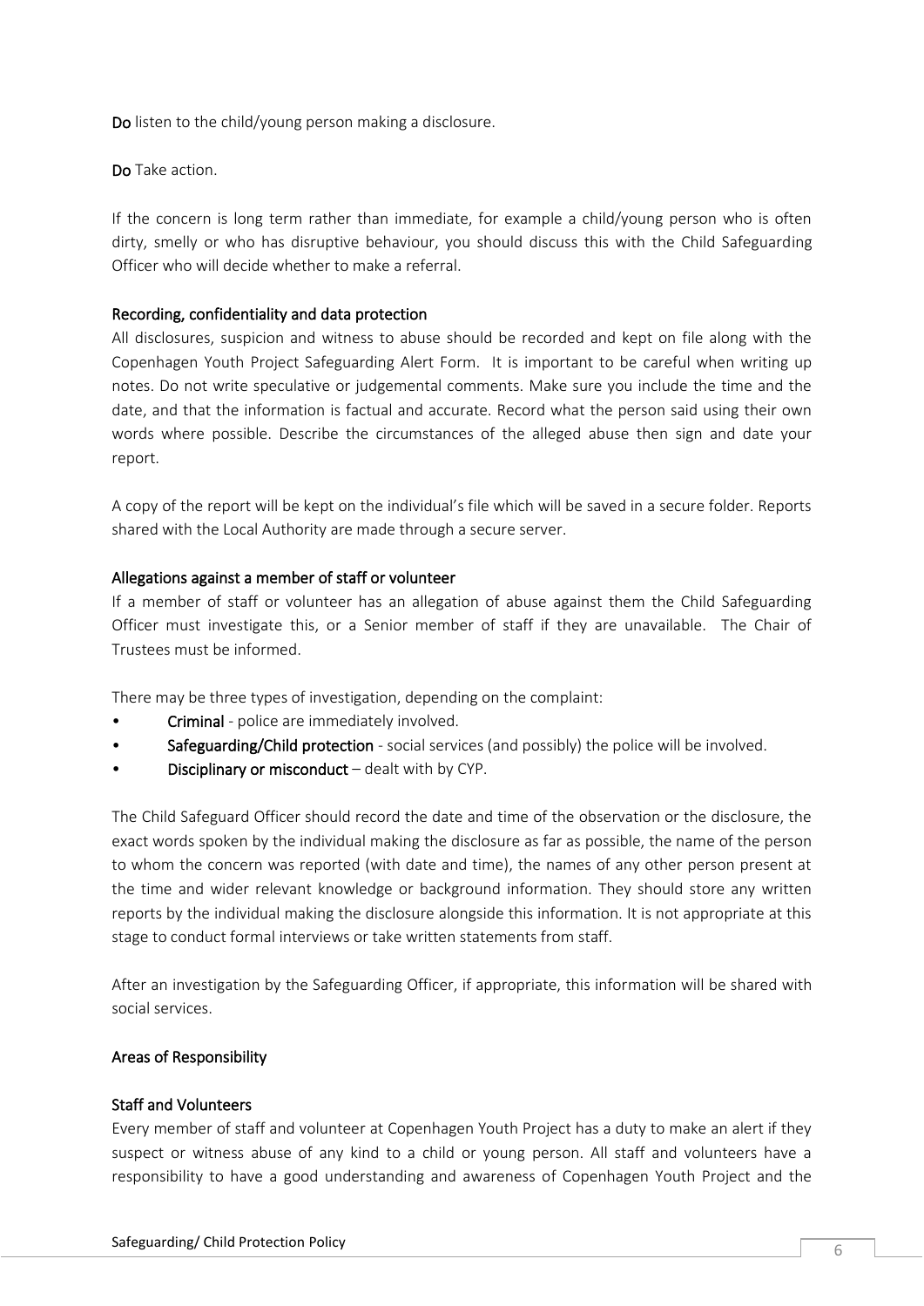**Do** listen to the child/young person making a disclosure.

**Do** Take action.

If the concern is long term rather than immediate, for example a child/young person who is often dirty, smelly or who has disruptive behaviour, you should discuss this with the Child Safeguarding Officer who will decide whether to make a referral.

#### Recording, confidentiality and data protection

All disclosures, suspicion and witness to abuse should be recorded and kept on file along with the Copenhagen Youth Project Safeguarding Alert Form. It is important to be careful when writing up notes. Do not write speculative or judgemental comments. Make sure you include the time and the date, and that the information is factual and accurate. Record what the person said using their own words where possible. Describe the circumstances of the alleged abuse then sign and date your report.

A copy of the report will be kept on the individual's file which will be saved in a secure folder. Reports shared with the Local Authority are made through a secure server.

#### Allegations against a member of staff or volunteer

If a member of staff or volunteer has an allegation of abuse against them the Child Safeguarding Officer must investigate this, or a Senior member of staff if they are unavailable. The Chair of Trustees must be informed.

There may be three types of investigation, depending on the complaint:

- **Criminal** - police are immediately involved.
- **Safeguarding/Child protection** - social services (and possibly) the police will be involved.
- **Disciplinary or misconduct** – dealt with by CYP.

The Child Safeguard Officer should record the date and time of the observation or the disclosure, the exact words spoken by the individual making the disclosure as far as possible, the name of the person to whom the concern was reported (with date and time), the names of any other person present at the time and wider relevant knowledge or background information. They should store any written reports by the individual making the disclosure alongside this information. It is not appropriate at this stage to conduct formal interviews or take written statements from staff.

After an investigation by the Safeguarding Officer, if appropriate, this information will be shared with social services.

#### Areas of Responsibility

#### Staff and Volunteers

Every member of staff and volunteer at Copenhagen Youth Project has a duty to make an alert if they suspect or witness abuse of any kind to a child or young person. All staff and volunteers have a responsibility to have a good understanding and awareness of Copenhagen Youth Project and the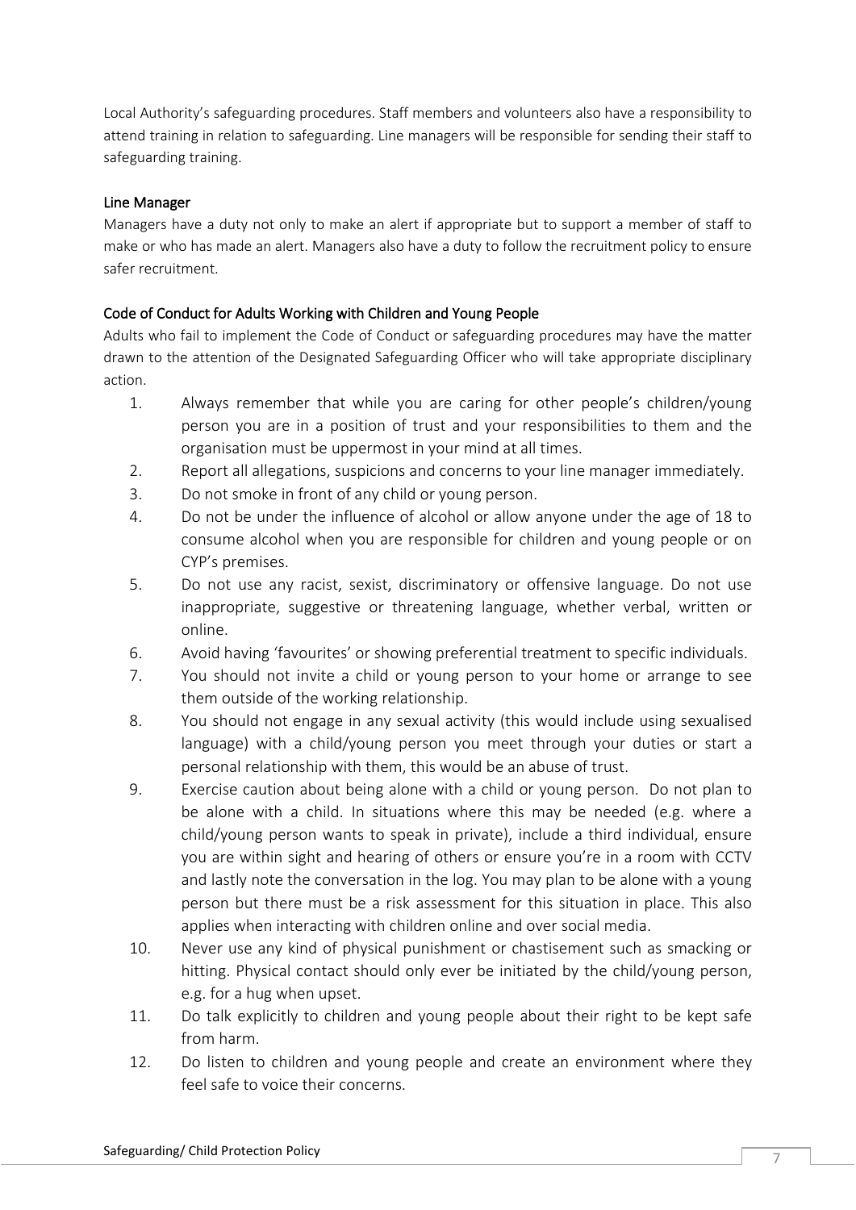Local Authority's safeguarding procedures. Staff members and volunteers also have a responsibility to attend training in relation to safeguarding. Line managers will be responsible for sending their staff to safeguarding training.

### Line Manager

Managers have a duty not only to make an alert if appropriate but to support a member of staff to make or who has made an alert. Managers also have a duty to follow the recruitment policy to ensure safer recruitment.

### Code of Conduct for Adults Working with Children and Young People

Adults who fail to implement the Code of Conduct or safeguarding procedures may have the matter drawn to the attention of the Designated Safeguarding Officer who will take appropriate disciplinary action.

1. Always remember that while you are caring for other people's children/young person you are in a position of trust and your responsibilities to them and the organisation must be uppermost in your mind at all times.
2. Report all allegations, suspicions and concerns to your line manager immediately.
3. Do not smoke in front of any child or young person.
4. Do not be under the influence of alcohol or allow anyone under the age of 18 to consume alcohol when you are responsible for children and young people or on CYP's premises.
5. Do not use any racist, sexist, discriminatory or offensive language. Do not use inappropriate, suggestive or threatening language, whether verbal, written or online.
6. Avoid having 'favourites' or showing preferential treatment to specific individuals.
7. You should not invite a child or young person to your home or arrange to see them outside of the working relationship.
8. You should not engage in any sexual activity (this would include using sexualised language) with a child/young person you meet through your duties or start a personal relationship with them, this would be an abuse of trust.
9. Exercise caution about being alone with a child or young person. Do not plan to be alone with a child. In situations where this may be needed (e.g. where a child/young person wants to speak in private), include a third individual, ensure you are within sight and hearing of others or ensure you're in a room with CCTV and lastly note the conversation in the log. You may plan to be alone with a young person but there must be a risk assessment for this situation in place. This also applies when interacting with children online and over social media.
10. Never use any kind of physical punishment or chastisement such as smacking or hitting. Physical contact should only ever be initiated by the child/young person, e.g. for a hug when upset.
11. Do talk explicitly to children and young people about their right to be kept safe from harm.
12. Do listen to children and young people and create an environment where they feel safe to voice their concerns.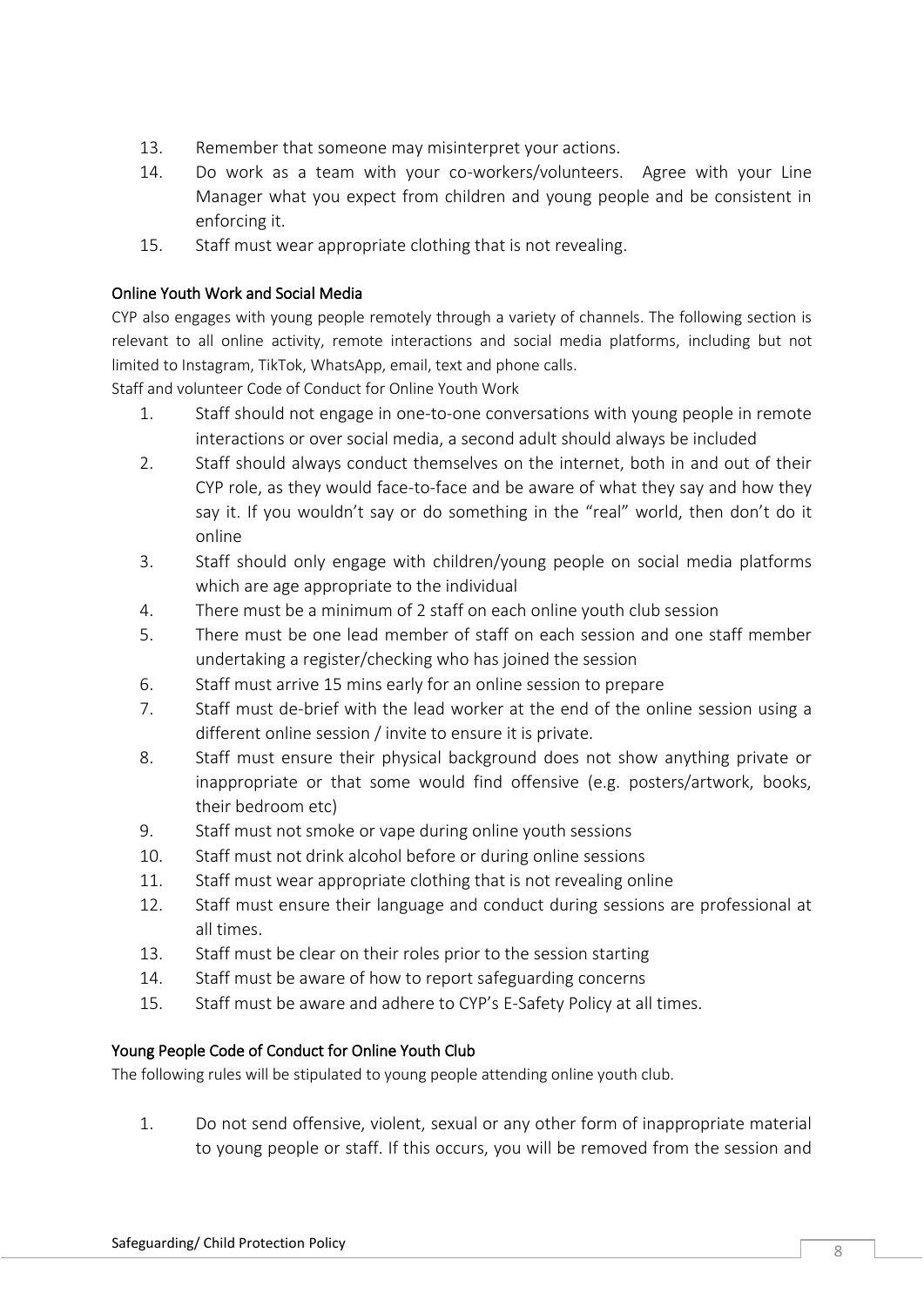13. Remember that someone may misinterpret your actions.
14. Do work as a team with your co-workers/volunteers. Agree with your Line Manager what you expect from children and young people and be consistent in enforcing it.
15. Staff must wear appropriate clothing that is not revealing.

## Online Youth Work and Social Media

CYP also engages with young people remotely through a variety of channels. The following section is relevant to all online activity, remote interactions and social media platforms, including but not limited to Instagram, TikTok, WhatsApp, email, text and phone calls.

Staff and volunteer Code of Conduct for Online Youth Work

1. Staff should not engage in one-to-one conversations with young people in remote interactions or over social media, a second adult should always be included
2. Staff should always conduct themselves on the internet, both in and out of their CYP role, as they would face-to-face and be aware of what they say and how they say it. If you wouldn't say or do something in the "real" world, then don't do it online
3. Staff should only engage with children/young people on social media platforms which are age appropriate to the individual
4. There must be a minimum of 2 staff on each online youth club session
5. There must be one lead member of staff on each session and one staff member undertaking a register/checking who has joined the session
6. Staff must arrive 15 mins early for an online session to prepare
7. Staff must de-brief with the lead worker at the end of the online session using a different online session / invite to ensure it is private.
8. Staff must ensure their physical background does not show anything private or inappropriate or that some would find offensive (e.g. posters/artwork, books, their bedroom etc)
9. Staff must not smoke or vape during online youth sessions
10. Staff must not drink alcohol before or during online sessions
11. Staff must wear appropriate clothing that is not revealing online
12. Staff must ensure their language and conduct during sessions are professional at all times.
13. Staff must be clear on their roles prior to the session starting
14. Staff must be aware of how to report safeguarding concerns
15. Staff must be aware and adhere to CYP's E-Safety Policy at all times.

## Young People Code of Conduct for Online Youth Club

The following rules will be stipulated to young people attending online youth club.

1. Do not send offensive, violent, sexual or any other form of inappropriate material to young people or staff. If this occurs, you will be removed from the session and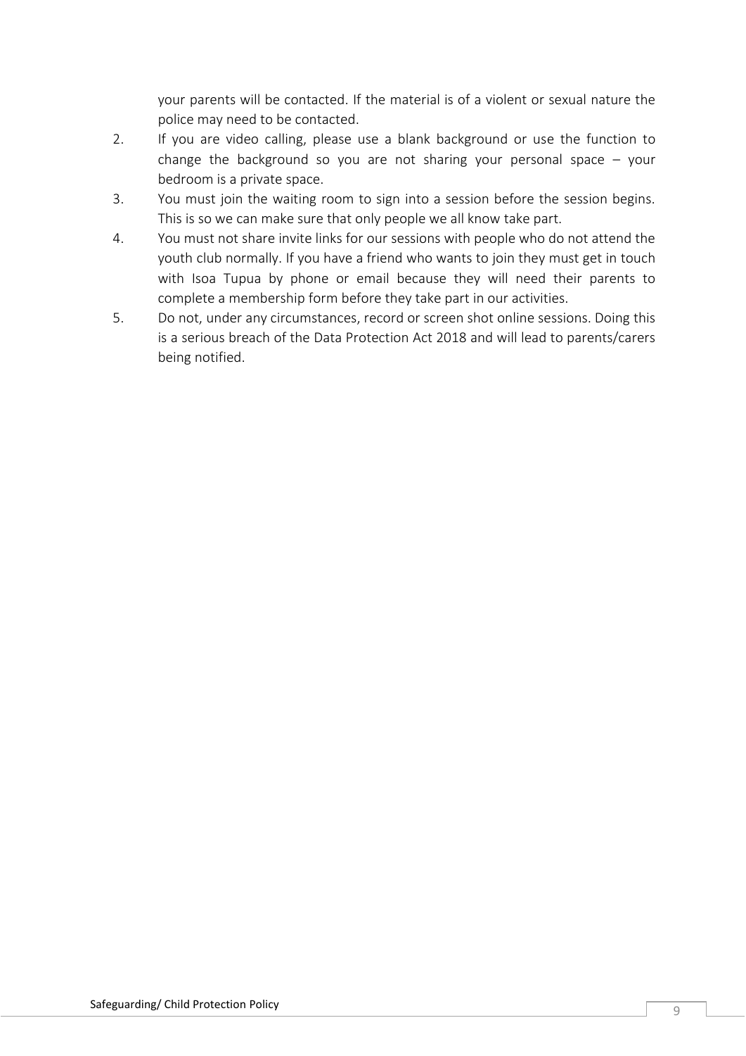your parents will be contacted. If the material is of a violent or sexual nature the police may need to be contacted.

2. If you are video calling, please use a blank background or use the function to change the background so you are not sharing your personal space – your bedroom is a private space.
3. You must join the waiting room to sign into a session before the session begins. This is so we can make sure that only people we all know take part.
4. You must not share invite links for our sessions with people who do not attend the youth club normally. If you have a friend who wants to join they must get in touch with Isoa Tupua by phone or email because they will need their parents to complete a membership form before they take part in our activities.
5. Do not, under any circumstances, record or screen shot online sessions. Doing this is a serious breach of the Data Protection Act 2018 and will lead to parents/carers being notified.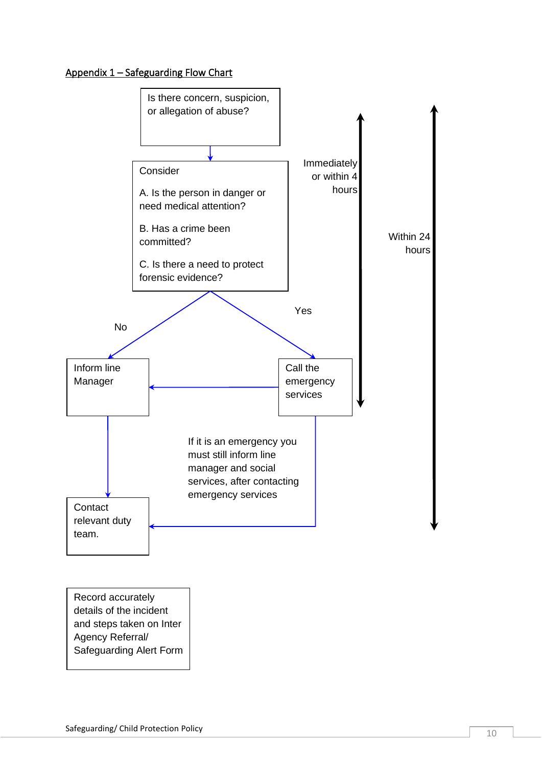## Appendix 1 – Safeguarding Flow Chart

Is there concern, suspicion, or allegation of abuse?

Consider

A. Is the person in danger or need medical attention?

B. Has a crime been committed?

C. Is there a need to protect forensic evidence?

No

Yes

Immediately or within 4 hours

Within 24 hours

Inform line Manager

Call the emergency services

If it is an emergency you must still inform line manager and social services, after contacting emergency services

Contact relevant duty team.

Record accurately details of the incident and steps taken on Inter Agency Referral/ Safeguarding Alert Form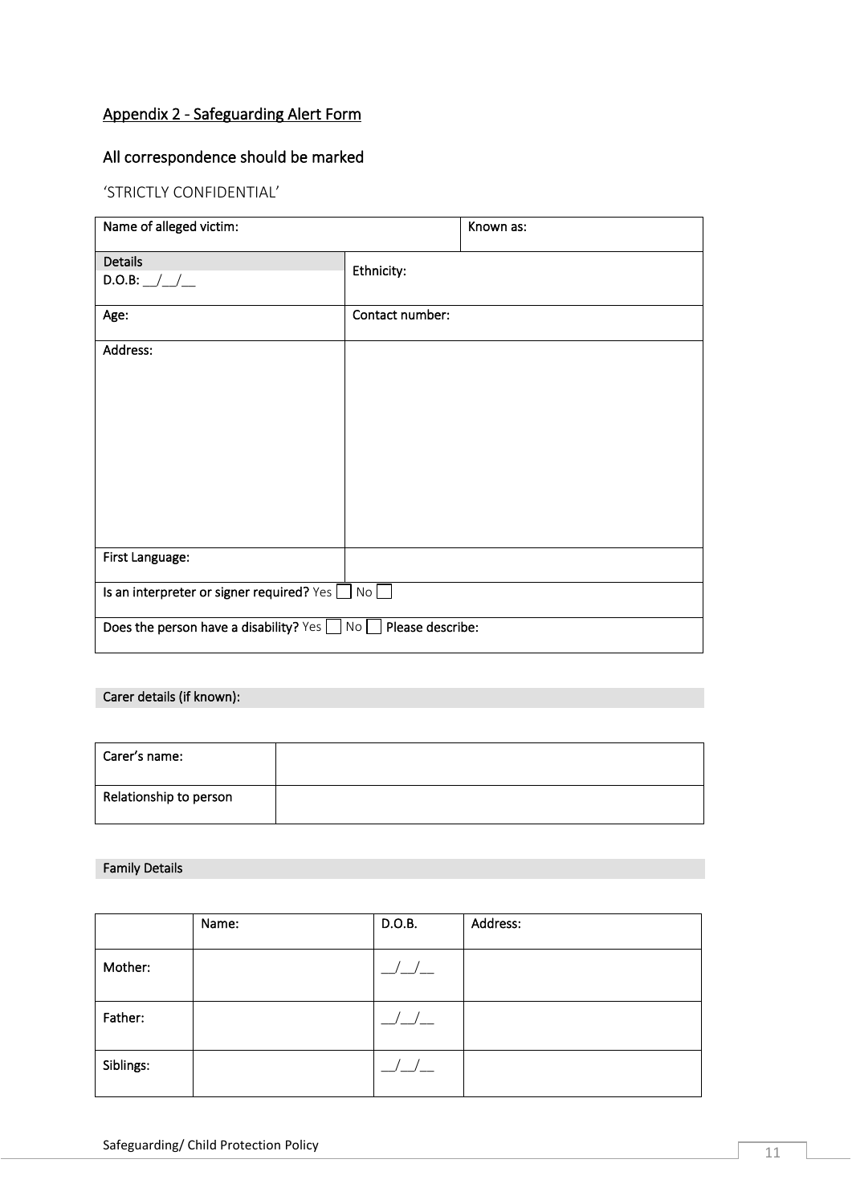## Appendix 2 - Safeguarding Alert Form

### All correspondence should be marked

'STRICTLY CONFIDENTIAL'

| Name of alleged victim: | | Known as: |
|---|---|---|
| Details<br>D.O.B: \_\_/\_\_/\_\_ | Ethnicity: | |
| Age: | Contact number: | |
| Address: | | |
| First Language: | | |
| Is an interpreter or signer required? Yes ☐ No ☐ | | |
| Does the person have a disability? Yes ☐ No ☐ Please describe: | | |

Carer details (if known):

| Carer's name: | |
|---|---|
| Relationship to person | |

Family Details

| | Name: | D.O.B. | Address: |
|---|---|---|---|
| Mother: | | \_\_/\_\_/\_\_ | |
| Father: | | \_\_/\_\_/\_\_ | |
| Siblings: | | \_\_/\_\_/\_\_ | |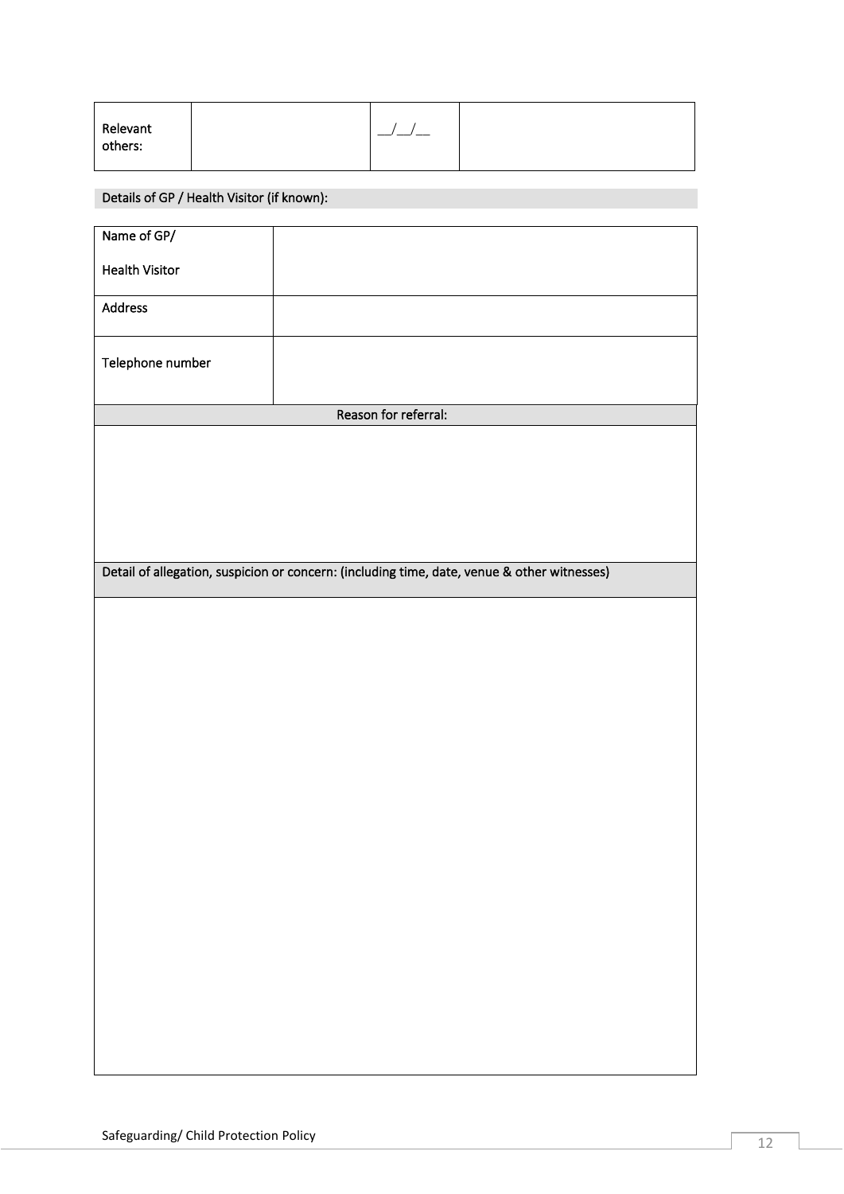| Relevant others: | | __/__/__ | |
|---|---|---|---|

Details of GP / Health Visitor (if known):

| Name of GP/ Health Visitor | |
|---|---|
| Address | |
| Telephone number | |

| Reason for referral: |
|---|
| |

| Detail of allegation, suspicion or concern: (including time, date, venue & other witnesses) |
|---|
| |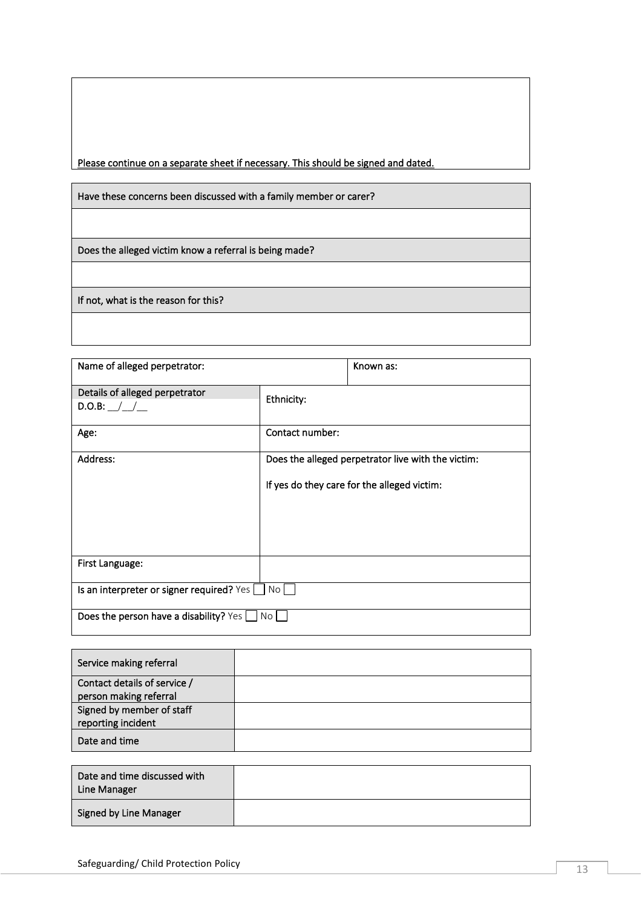| |
|---|
| <u>Please continue on a separate sheet if necessary. This should be signed and dated.</u> |

| Have these concerns been discussed with a family member or carer? |
|---|
| |
| Does the alleged victim know a referral is being made? |
| |
| If not, what is the reason for this? |
| |

| Name of alleged perpetrator: | | Known as: |
|---|---|---|
| Details of alleged perpetrator D.O.B: __/__/__ | Ethnicity: | |
| Age: | Contact number: | |
| Address: | Does the alleged perpetrator live with the victim: If yes do they care for the alleged victim: | |
| First Language: | | |
| Is an interpreter or signer required? Yes ☐ No ☐ | | |
| Does the person have a disability? Yes ☐ No ☐ | | |

| Service making referral | |
|---|---|
| Contact details of service / person making referral | |
| Signed by member of staff reporting incident | |
| Date and time | |

| Date and time discussed with Line Manager | |
|---|---|
| Signed by Line Manager | |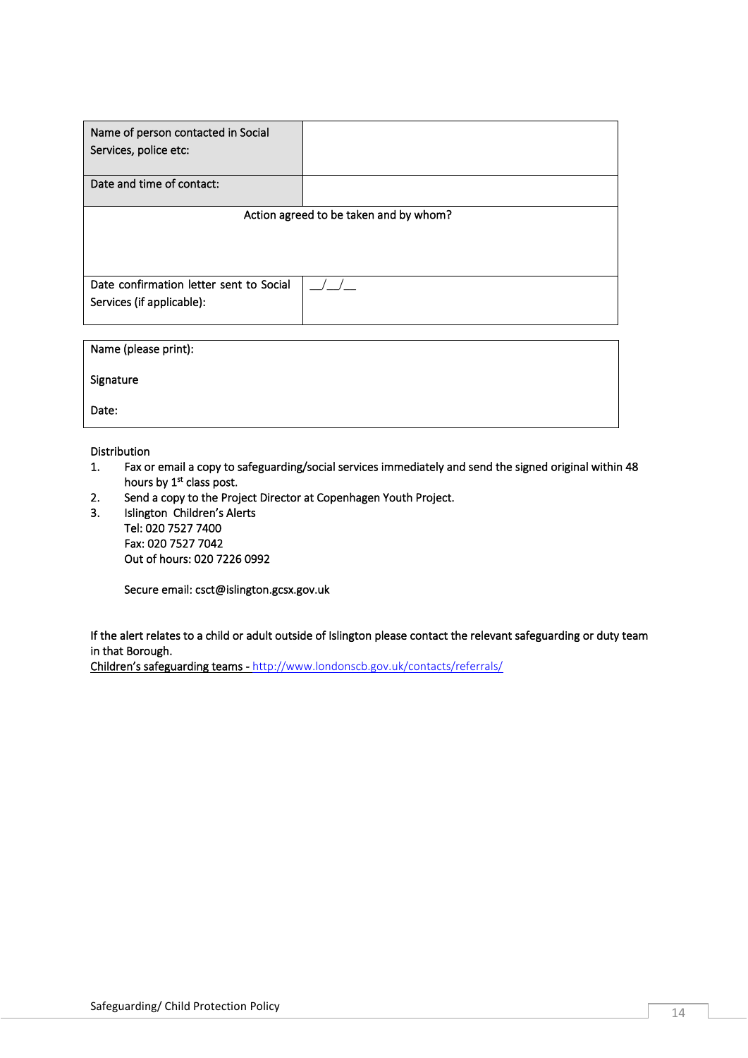| | |
|---|---|
| Name of person contacted in Social Services, police etc: | |
| Date and time of contact: | |
| Action agreed to be taken and by whom? | |
| Date confirmation letter sent to Social Services (if applicable): | __/__/__ |

| |
|---|
| Name (please print):<br><br>Signature<br><br>Date: |

Distribution

1. Fax or email a copy to safeguarding/social services immediately and send the signed original within 48 hours by 1st class post.
2. Send a copy to the Project Director at Copenhagen Youth Project.
3. Islington Children's Alerts
   Tel: 020 7527 7400
   Fax: 020 7527 7042
   Out of hours: 020 7226 0992

   Secure email: csct@islington.gcsx.gov.uk

If the alert relates to a child or adult outside of Islington please contact the relevant safeguarding or duty team in that Borough.
Children's safeguarding teams - http://www.londonscb.gov.uk/contacts/referrals/